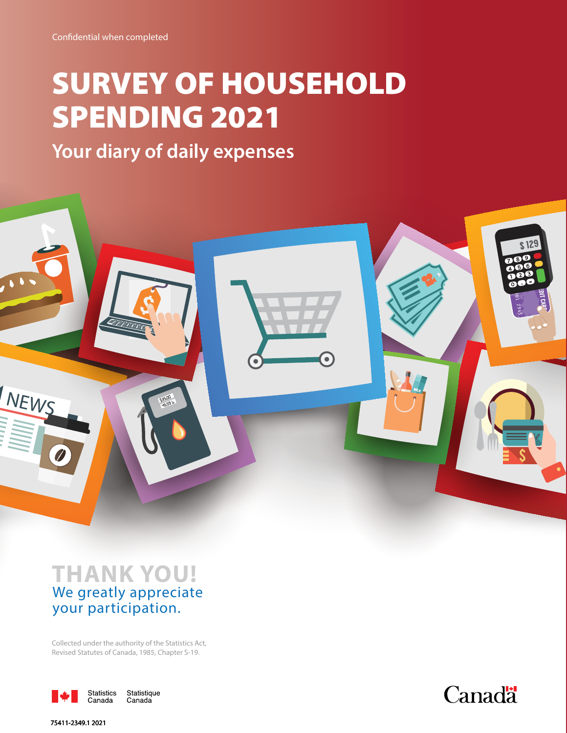Confidential when completed

# SURVEY OF HOUSEHOLD SPENDING 2021

## Your diary of daily expenses

## THANK YOU!

We greatly appreciate your participation.

Collected under the authority of the Statistics Act, Revised Statutes of Canada, 1985, Chapter S-19.

Statistics Canada Statistique Canada

Canada

75411-2349.1 2021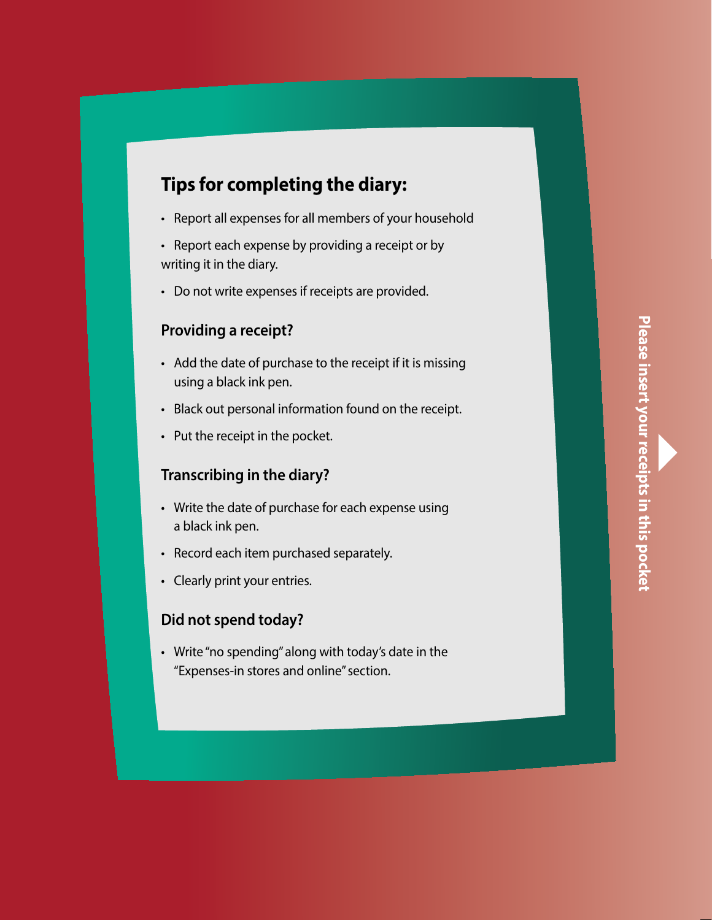## Tips for completing the diary:

- Report all expenses for all members of your household
- Report each expense by providing a receipt or by writing it in the diary.
- Do not write expenses if receipts are provided.

### Providing a receipt?

- Add the date of purchase to the receipt if it is missing using a black ink pen.
- Black out personal information found on the receipt.
- Put the receipt in the pocket.

### Transcribing in the diary?

- Write the date of purchase for each expense using a black ink pen.
- Record each item purchased separately.
- Clearly print your entries.

### Did not spend today?

- Write "no spending" along with today's date in the "Expenses-in stores and online" section.

**Please insert your receipts in this pocket**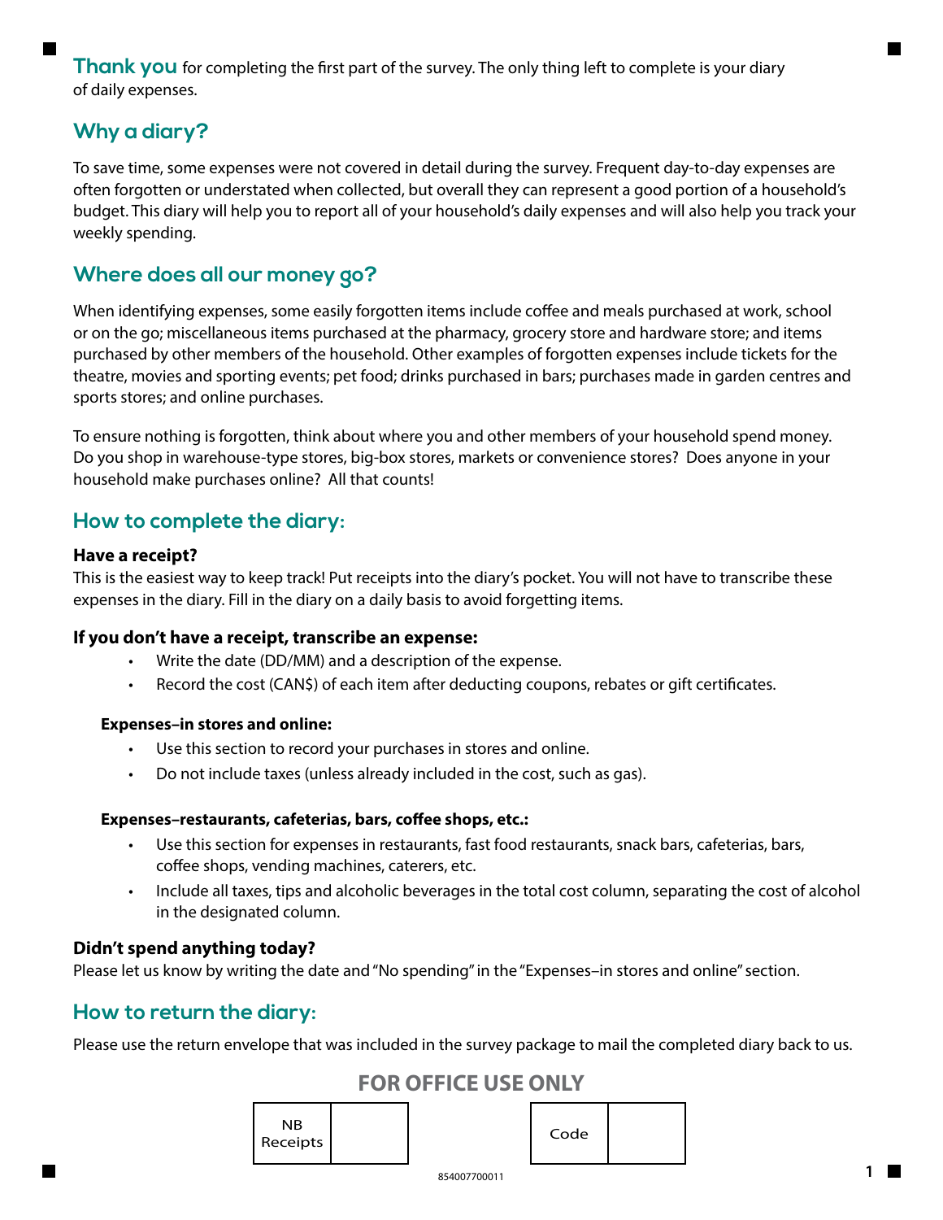**Thank you** for completing the first part of the survey. The only thing left to complete is your diary of daily expenses.

## Why a diary?

To save time, some expenses were not covered in detail during the survey. Frequent day-to-day expenses are often forgotten or understated when collected, but overall they can represent a good portion of a household's budget. This diary will help you to report all of your household's daily expenses and will also help you track your weekly spending.

## Where does all our money go?

When identifying expenses, some easily forgotten items include coffee and meals purchased at work, school or on the go; miscellaneous items purchased at the pharmacy, grocery store and hardware store; and items purchased by other members of the household. Other examples of forgotten expenses include tickets for the theatre, movies and sporting events; pet food; drinks purchased in bars; purchases made in garden centres and sports stores; and online purchases.

To ensure nothing is forgotten, think about where you and other members of your household spend money. Do you shop in warehouse-type stores, big-box stores, markets or convenience stores? Does anyone in your household make purchases online? All that counts!

## How to complete the diary:

**Have a receipt?**
This is the easiest way to keep track! Put receipts into the diary's pocket. You will not have to transcribe these expenses in the diary. Fill in the diary on a daily basis to avoid forgetting items.

**If you don't have a receipt, transcribe an expense:**

- Write the date (DD/MM) and a description of the expense.
- Record the cost (CAN$) of each item after deducting coupons, rebates or gift certificates.

**Expenses–in stores and online:**

- Use this section to record your purchases in stores and online.
- Do not include taxes (unless already included in the cost, such as gas).

**Expenses–restaurants, cafeterias, bars, coffee shops, etc.:**

- Use this section for expenses in restaurants, fast food restaurants, snack bars, cafeterias, bars, coffee shops, vending machines, caterers, etc.
- Include all taxes, tips and alcoholic beverages in the total cost column, separating the cost of alcohol in the designated column.

**Didn't spend anything today?**
Please let us know by writing the date and "No spending" in the "Expenses–in stores and online" section.

## How to return the diary:

Please use the return envelope that was included in the survey package to mail the completed diary back to us.

**FOR OFFICE USE ONLY**

| NB Receipts | |
|---|---|

| Code | |
|---|---|

854007700011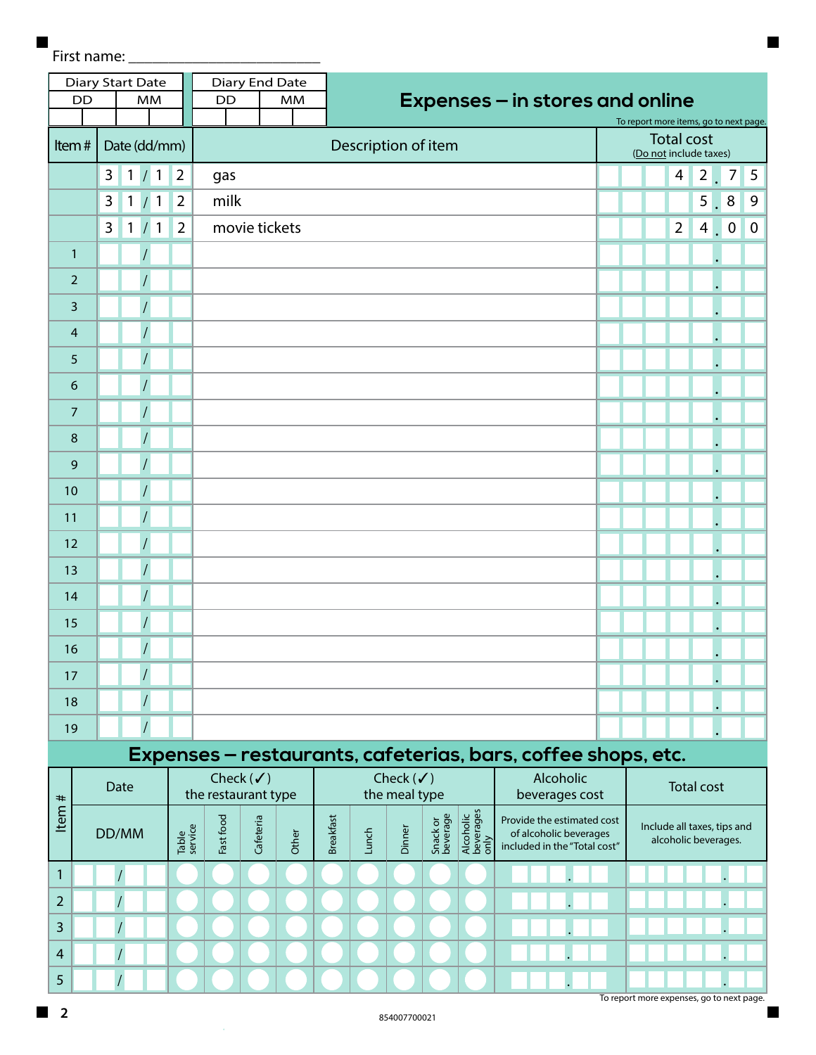First name: ________________________

| Diary Start Date | | Diary End Date | |
|---|---|---|---|
| DD | MM | DD | MM |
| | | | |

## Expenses – in stores and online

To report more items, go to next page.

| Item # | Date (dd/mm) | Description of item | Total cost (Do not include taxes) |
|---|---|---|---|
| | 31/12 | gas | 42.75 |
| | 31/12 | milk | 5.89 |
| | 31/12 | movie tickets | 24.00 |
| 1 | / | | . |
| 2 | / | | . |
| 3 | / | | . |
| 4 | / | | . |
| 5 | / | | . |
| 6 | / | | . |
| 7 | / | | . |
| 8 | / | | . |
| 9 | / | | . |
| 10 | / | | . |
| 11 | / | | . |
| 12 | / | | . |
| 13 | / | | . |
| 14 | / | | . |
| 15 | / | | . |
| 16 | / | | . |
| 17 | / | | . |
| 18 | / | | . |
| 19 | / | | . |

## Expenses – restaurants, cafeterias, bars, coffee shops, etc.

| Item # | Date | Check (✓) the restaurant type | | | | Check (✓) the meal type | | | | | Alcoholic beverages cost | Total cost |
|---|---|---|---|---|---|---|---|---|---|---|---|---|
| | DD/MM | Table service | Fast food | Cafeteria | Other | Breakfast | Lunch | Dinner | Snack or beverage | Alcoholic beverages only | Provide the estimated cost of alcoholic beverages included in the "Total cost" | Include all taxes, tips and alcoholic beverages. |
| 1 | / | ○ | ○ | ○ | ○ | ○ | ○ | ○ | ○ | ○ | . | . |
| 2 | / | ○ | ○ | ○ | ○ | ○ | ○ | ○ | ○ | ○ | . | . |
| 3 | / | ○ | ○ | ○ | ○ | ○ | ○ | ○ | ○ | ○ | . | . |
| 4 | / | ○ | ○ | ○ | ○ | ○ | ○ | ○ | ○ | ○ | . | . |
| 5 | / | ○ | ○ | ○ | ○ | ○ | ○ | ○ | ○ | ○ | . | . |

To report more expenses, go to next page.

854007700021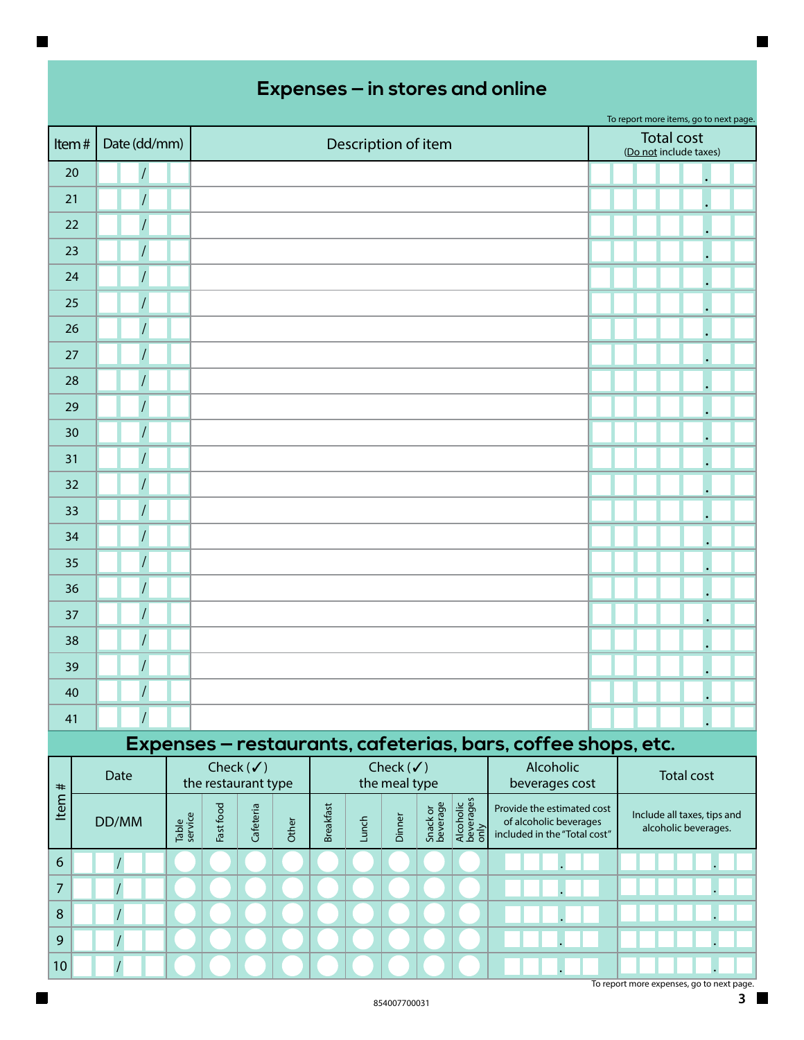## Expenses – in stores and online

To report more items, go to next page.

| Item # | Date (dd/mm) | Description of item | Total cost (Do not include taxes) |
|---|---|---|---|
| 20 | / | | . |
| 21 | / | | . |
| 22 | / | | . |
| 23 | / | | . |
| 24 | / | | . |
| 25 | / | | . |
| 26 | / | | . |
| 27 | / | | . |
| 28 | / | | . |
| 29 | / | | . |
| 30 | / | | . |
| 31 | / | | . |
| 32 | / | | . |
| 33 | / | | . |
| 34 | / | | . |
| 35 | / | | . |
| 36 | / | | . |
| 37 | / | | . |
| 38 | / | | . |
| 39 | / | | . |
| 40 | / | | . |
| 41 | / | | . |

## Expenses – restaurants, cafeterias, bars, coffee shops, etc.

| Item # | Date | Check (✓) the restaurant type | | | | Check (✓) the meal type | | | | | Alcoholic beverages cost | Total cost |
|---|---|---|---|---|---|---|---|---|---|---|---|---|
| | DD/MM | Table service | Fast food | Cafeteria | Other | Breakfast | Lunch | Dinner | Snack or beverage | Alcoholic beverages only | Provide the estimated cost of alcoholic beverages included in the "Total cost" | Include all taxes, tips and alcoholic beverages. |
| 6 | / | | | | | | | | | | . | . |
| 7 | / | | | | | | | | | | . | . |
| 8 | / | | | | | | | | | | . | . |
| 9 | / | | | | | | | | | | . | . |
| 10 | / | | | | | | | | | | . | . |

To report more expenses, go to next page.

854007700031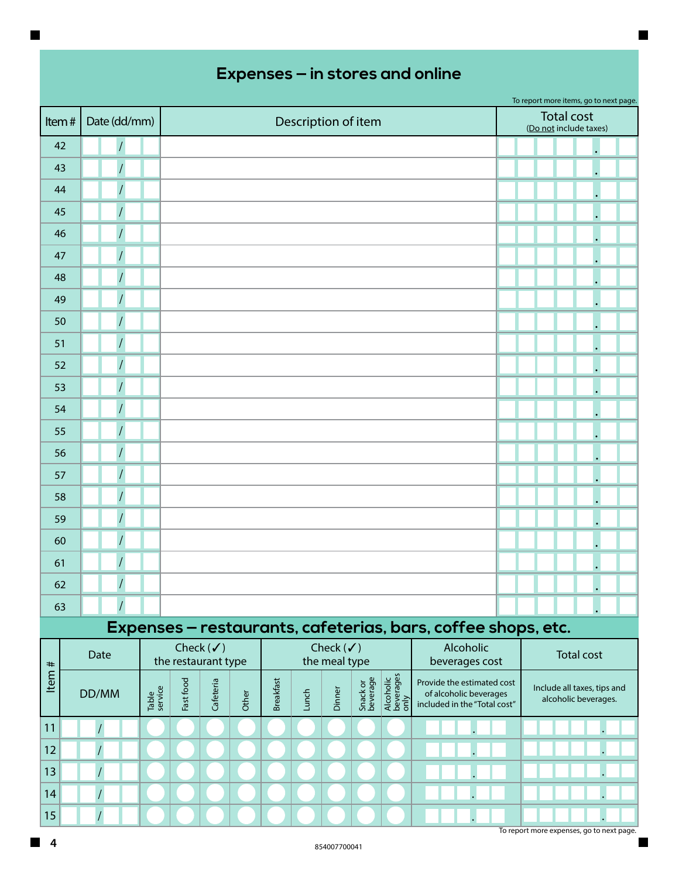# Expenses – in stores and online

To report more items, go to next page.

| Item # | Date (dd/mm) | Description of item | Total cost (Do not include taxes) |
|---|---|---|---|
| 42 | / | | . |
| 43 | / | | . |
| 44 | / | | . |
| 45 | / | | . |
| 46 | / | | . |
| 47 | / | | . |
| 48 | / | | . |
| 49 | / | | . |
| 50 | / | | . |
| 51 | / | | . |
| 52 | / | | . |
| 53 | / | | . |
| 54 | / | | . |
| 55 | / | | . |
| 56 | / | | . |
| 57 | / | | . |
| 58 | / | | . |
| 59 | / | | . |
| 60 | / | | . |
| 61 | / | | . |
| 62 | / | | . |
| 63 | / | | . |

# Expenses – restaurants, cafeterias, bars, coffee shops, etc.

| Item # | Date | Check (✓) the restaurant type | | | | Check (✓) the meal type | | | | | Alcoholic beverages cost | Total cost |
|---|---|---|---|---|---|---|---|---|---|---|---|---|
| | DD/MM | Table service | Fast food | Cafeteria | Other | Breakfast | Lunch | Dinner | Snack or beverage | Alcoholic beverages only | Provide the estimated cost of alcoholic beverages included in the "Total cost" | Include all taxes, tips and alcoholic beverages. |
| 11 | / | | | | | | | | | | . | . |
| 12 | / | | | | | | | | | | . | . |
| 13 | / | | | | | | | | | | . | . |
| 14 | / | | | | | | | | | | . | . |
| 15 | / | | | | | | | | | | . | . |

To report more expenses, go to next page.

854007700041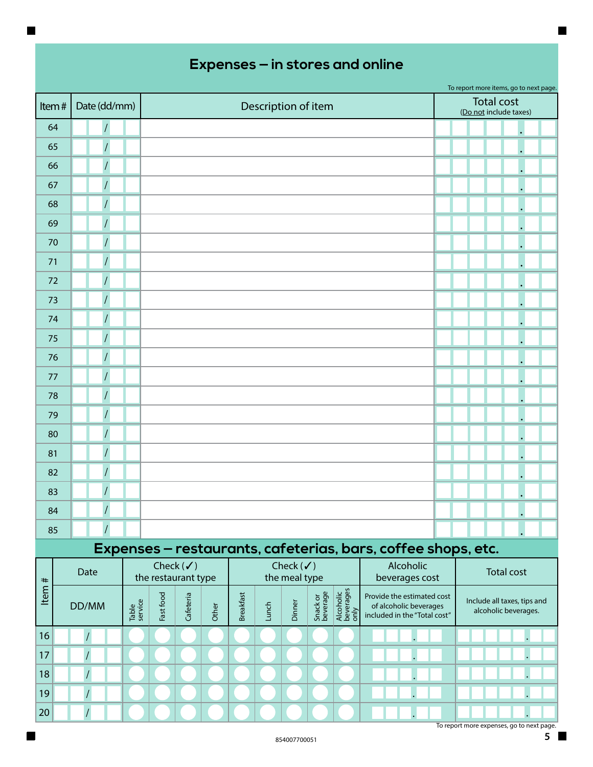# Expenses – in stores and online

To report more items, go to next page.

| Item # | Date (dd/mm) | Description of item | Total cost (Do not include taxes) |
|---|---|---|---|
| 64 | / | | . |
| 65 | / | | . |
| 66 | / | | . |
| 67 | / | | . |
| 68 | / | | . |
| 69 | / | | . |
| 70 | / | | . |
| 71 | / | | . |
| 72 | / | | . |
| 73 | / | | . |
| 74 | / | | . |
| 75 | / | | . |
| 76 | / | | . |
| 77 | / | | . |
| 78 | / | | . |
| 79 | / | | . |
| 80 | / | | . |
| 81 | / | | . |
| 82 | / | | . |
| 83 | / | | . |
| 84 | / | | . |
| 85 | / | | . |

# Expenses – restaurants, cafeterias, bars, coffee shops, etc.

| Item # | Date | Check (✓) the restaurant type | | | | Check (✓) the meal type | | | | | Alcoholic beverages cost | Total cost |
|---|---|---|---|---|---|---|---|---|---|---|---|---|
| | DD/MM | Table service | Fast food | Cafeteria | Other | Breakfast | Lunch | Dinner | Snack or beverage | Alcoholic beverages only | Provide the estimated cost of alcoholic beverages included in the "Total cost" | Include all taxes, tips and alcoholic beverages. |
| 16 | / | | | | | | | | | | . | . |
| 17 | / | | | | | | | | | | . | . |
| 18 | / | | | | | | | | | | . | . |
| 19 | / | | | | | | | | | | . | . |
| 20 | / | | | | | | | | | | . | . |

To report more expenses, go to next page.

854007700051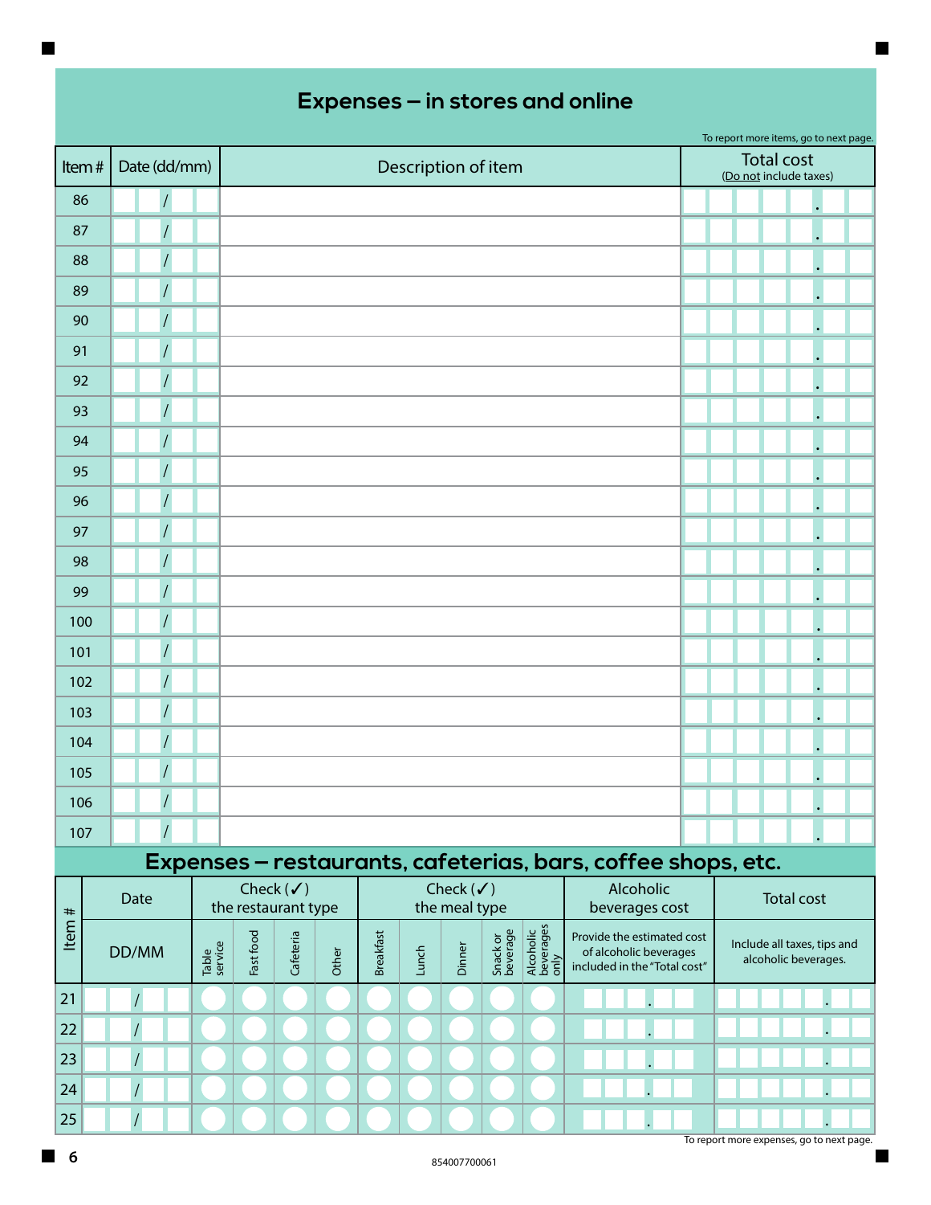# Expenses – in stores and online

To report more items, go to next page.

| Item # | Date (dd/mm) | Description of item | Total cost (Do not include taxes) |
|---|---|---|---|
| 86 | / | | . |
| 87 | / | | . |
| 88 | / | | . |
| 89 | / | | . |
| 90 | / | | . |
| 91 | / | | . |
| 92 | / | | . |
| 93 | / | | . |
| 94 | / | | . |
| 95 | / | | . |
| 96 | / | | . |
| 97 | / | | . |
| 98 | / | | . |
| 99 | / | | . |
| 100 | / | | . |
| 101 | / | | . |
| 102 | / | | . |
| 103 | / | | . |
| 104 | / | | . |
| 105 | / | | . |
| 106 | / | | . |
| 107 | / | | . |

# Expenses – restaurants, cafeterias, bars, coffee shops, etc.

| Item # | Date | Check (✓) the restaurant type | | | | Check (✓) the meal type | | | | | Alcoholic beverages cost | Total cost |
|---|---|---|---|---|---|---|---|---|---|---|---|---|
| | DD/MM | Table service | Fast food | Cafeteria | Other | Breakfast | Lunch | Dinner | Snack or beverage | Alcoholic beverages only | Provide the estimated cost of alcoholic beverages included in the "Total cost" | Include all taxes, tips and alcoholic beverages. |
| 21 | / | | | | | | | | | | . | . |
| 22 | / | | | | | | | | | | . | . |
| 23 | / | | | | | | | | | | . | . |
| 24 | / | | | | | | | | | | . | . |
| 25 | / | | | | | | | | | | . | . |

To report more expenses, go to next page.

854007700061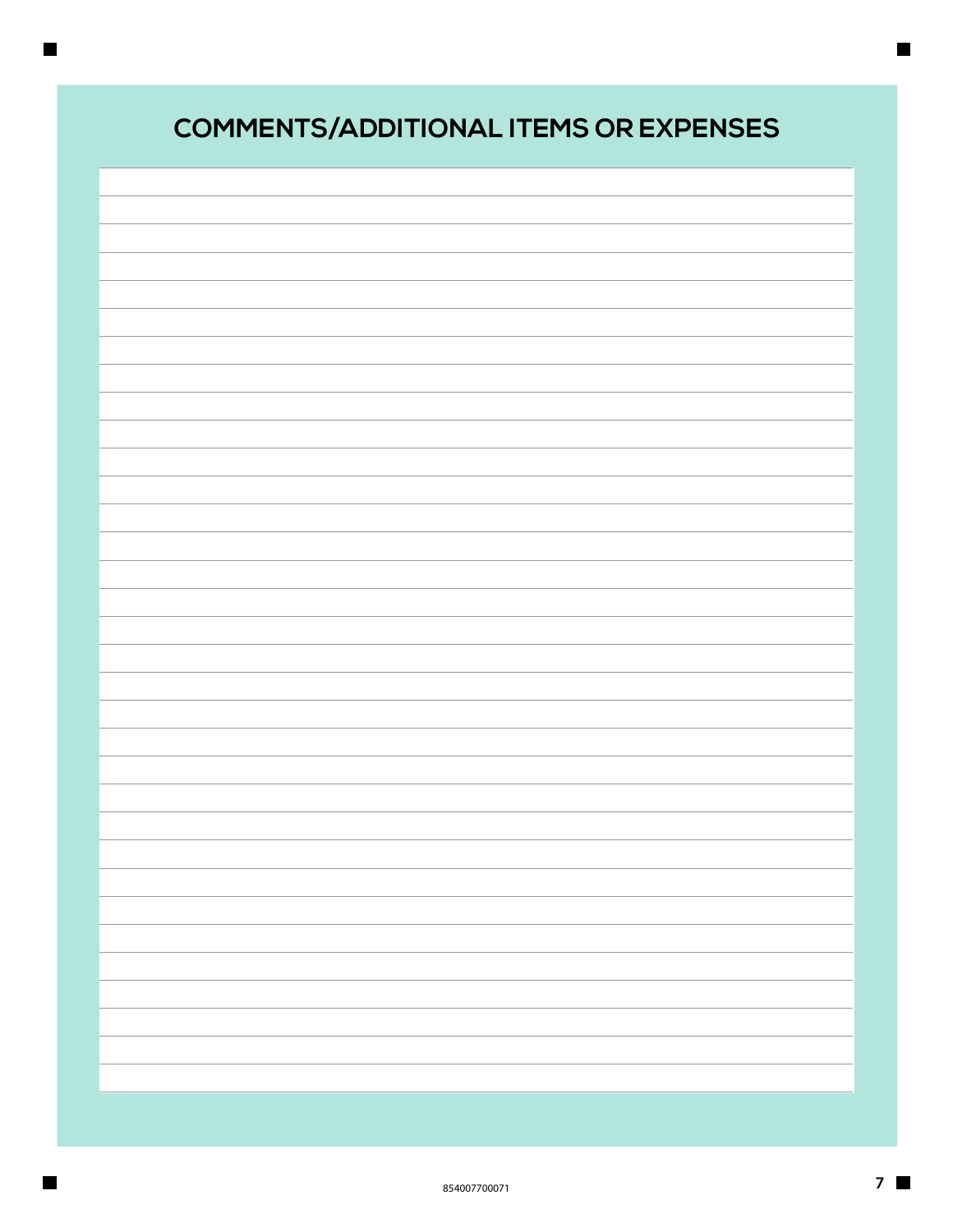# COMMENTS/ADDITIONAL ITEMS OR EXPENSES

854007700071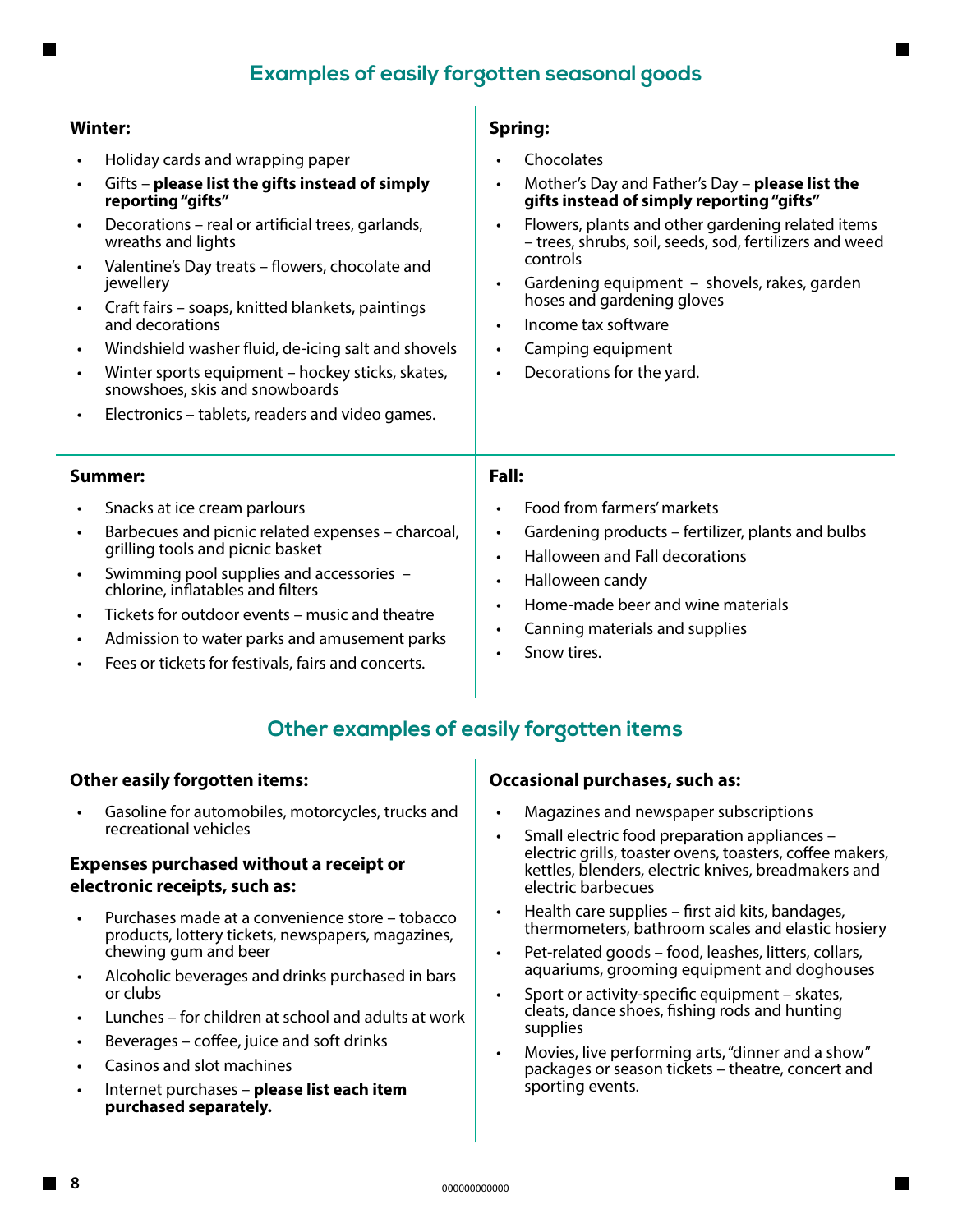## Examples of easily forgotten seasonal goods

**Winter:**

- Holiday cards and wrapping paper
- Gifts – **please list the gifts instead of simply reporting "gifts"**
- Decorations – real or artificial trees, garlands, wreaths and lights
- Valentine's Day treats – flowers, chocolate and jewellery
- Craft fairs – soaps, knitted blankets, paintings and decorations
- Windshield washer fluid, de-icing salt and shovels
- Winter sports equipment – hockey sticks, skates, snowshoes, skis and snowboards
- Electronics – tablets, readers and video games.

**Spring:**

- Chocolates
- Mother's Day and Father's Day – **please list the gifts instead of simply reporting "gifts"**
- Flowers, plants and other gardening related items – trees, shrubs, soil, seeds, sod, fertilizers and weed controls
- Gardening equipment – shovels, rakes, garden hoses and gardening gloves
- Income tax software
- Camping equipment
- Decorations for the yard.

**Summer:**

- Snacks at ice cream parlours
- Barbecues and picnic related expenses – charcoal, grilling tools and picnic basket
- Swimming pool supplies and accessories – chlorine, inflatables and filters
- Tickets for outdoor events – music and theatre
- Admission to water parks and amusement parks
- Fees or tickets for festivals, fairs and concerts.

**Fall:**

- Food from farmers' markets
- Gardening products – fertilizer, plants and bulbs
- Halloween and Fall decorations
- Halloween candy
- Home-made beer and wine materials
- Canning materials and supplies
- Snow tires.

## Other examples of easily forgotten items

**Other easily forgotten items:**

- Gasoline for automobiles, motorcycles, trucks and recreational vehicles

**Expenses purchased without a receipt or electronic receipts, such as:**

- Purchases made at a convenience store – tobacco products, lottery tickets, newspapers, magazines, chewing gum and beer
- Alcoholic beverages and drinks purchased in bars or clubs
- Lunches – for children at school and adults at work
- Beverages – coffee, juice and soft drinks
- Casinos and slot machines
- Internet purchases – **please list each item purchased separately.**

**Occasional purchases, such as:**

- Magazines and newspaper subscriptions
- Small electric food preparation appliances – electric grills, toaster ovens, toasters, coffee makers, kettles, blenders, electric knives, breadmakers and electric barbecues
- Health care supplies – first aid kits, bandages, thermometers, bathroom scales and elastic hosiery
- Pet-related goods – food, leashes, litters, collars, aquariums, grooming equipment and doghouses
- Sport or activity-specific equipment – skates, cleats, dance shoes, fishing rods and hunting supplies
- Movies, live performing arts, "dinner and a show" packages or season tickets – theatre, concert and sporting events.